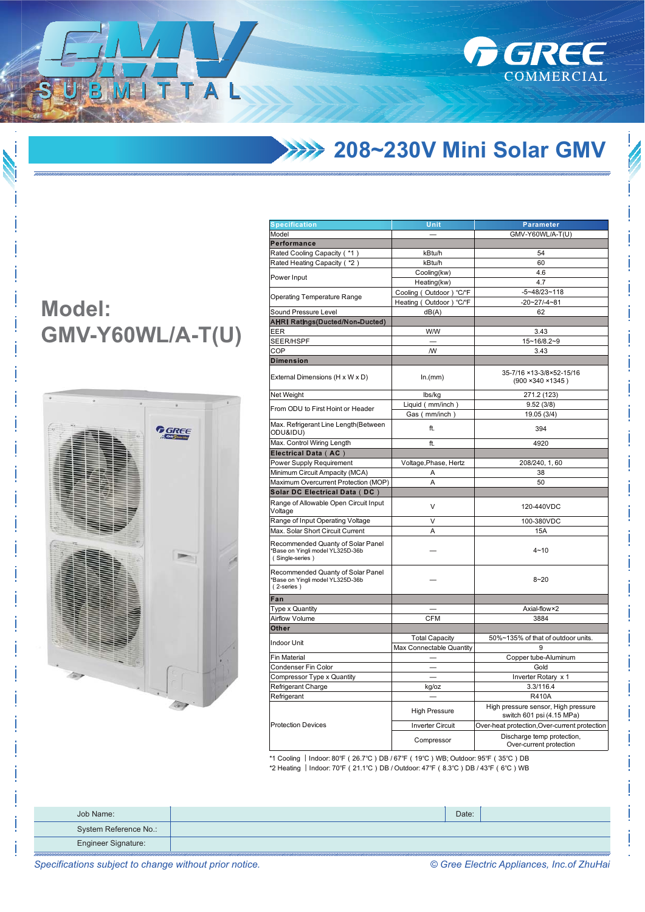# GMV SUBMITTAL

GREE COMMERCIAL

## 208~230V Mini Solar GMV

## Model: GMV-Y60WL/A-T(U)

| Specification | Unit | Parameter |
|---|---|---|
| Model | — | GMV-Y60WL/A-T(U) |
| **Performance** | | |
| Rated Cooling Capacity ( *1 ) | kBtu/h | 54 |
| Rated Heating Capacity ( *2 ) | kBtu/h | 60 |
| Power Input | Cooling(kw) | 4.6 |
| | Heating(kw) | 4.7 |
| Operating Temperature Range | Cooling ( Outdoor ) °C/°F | -5~48/23~118 |
| | Heating ( Outdoor ) °C/°F | -20~27/-4~81 |
| Sound Pressure Level | dB(A) | 62 |
| **AHRI Ratings(Ducted/Non-Ducted)** | | |
| EER | W/W | 3.43 |
| SEER/HSPF | — | 15~16/8.2~9 |
| COP | /W | 3.43 |
| **Dimension** | | |
| External Dimensions (H x W x D) | In.(mm) | 35-7/16 ×13-3/8×52-15/16 (900 ×340 ×1345 ) |
| Net Weight | lbs/kg | 271.2 (123) |
| From ODU to First Hoint or Header | Liquid ( mm/inch ) | 9.52 (3/8) |
| | Gas ( mm/inch ) | 19.05 (3/4) |
| Max. Refrigerant Line Length(Between ODU&IDU) | ft. | 394 |
| Max. Control Wiring Length | ft. | 4920 |
| **Electrical Data ( AC )** | | |
| Power Supply Requirement | Voltage,Phase, Hertz | 208/240, 1, 60 |
| Minimum Circuit Ampacity (MCA) | A | 38 |
| Maximum Overcurrent Protection (MOP) | A | 50 |
| **Solar DC Electrical Data ( DC )** | | |
| Range of Allowable Open Circuit Input Voltage | V | 120-440VDC |
| Range of Input Operating Voltage | V | 100-380VDC |
| Max. Solar Short Circuit Current | A | 15A |
| Recommended Quantity of Solar Panel *Base on Yingli model YL325D-36b ( Single-series ) | — | 4~10 |
| Recommended Quantity of Solar Panel *Base on Yingli model YL325D-36b ( 2-series ) | — | 8~20 |
| **Fan** | | |
| Type x Quantity | — | Axial-flow×2 |
| Airflow Volume | CFM | 3884 |
| **Other** | | |
| Indoor Unit | Total Capacity | 50%~135% of that of outdoor units. |
| | Max Connectable Quantity | 9 |
| Fin Material | — | Copper tube-Aluminum |
| Condenser Fin Color | — | Gold |
| Compressor Type x Quantity | — | Inverter Rotary x 1 |
| Refrigerant Charge | kg/oz | 3.3/116.4 |
| Refrigerant | — | R410A |
| Protection Devices | High Pressure | High pressure sensor, High pressure switch 601 psi (4.15 MPa) |
| | Inverter Circuit | Over-heat protection,Over-current protection |
| | Compressor | Discharge temp protection, Over-current protection |

*1 Cooling │ Indoor: 80°F ( 26.7°C ) DB / 67°F ( 19°C ) WB; Outdoor: 95°F ( 35°C ) DB

*2 Heating │ Indoor: 70°F ( 21.1°C ) DB / Outdoor: 47°F ( 8.3°C ) DB / 43°F ( 6°C ) WB

| Job Name: | | Date: | |
|---|---|---|---|
| System Reference No.: | | | |
| Engineer Signature: | | | |

*Specifications subject to change without prior notice.*

*© Gree Electric Appliances, Inc.of ZhuHai*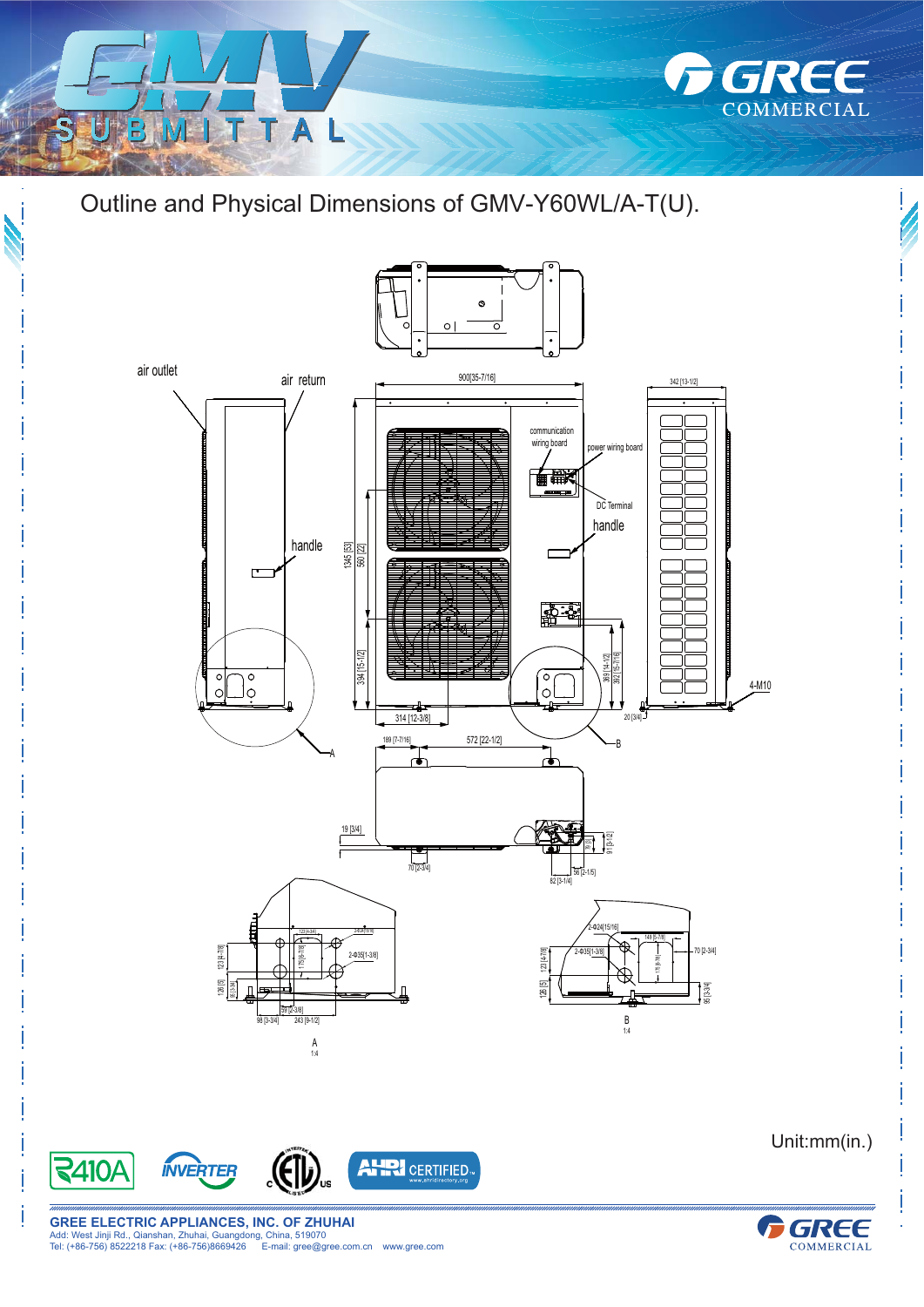# Outline and Physical Dimensions of GMV-Y60WL/A-T(U).

air outlet

air return

handle

900[35-7/16]

342 [13-1/2]

communication wiring board

power wiring board

DC Terminal

handle

1345 [53]

560 [22]

394 [15-1/2]

369 [14-1/2]

392 [15-7/16]

314 [12-3/8]

20 [3/4]

4-M10

A

B

189 [7-7/16]

572 [22-1/2]

19 [3/4]

70 [2-3/4]

56 [2-1/5]

82 [3-1/4]

91 [3-1/2]

123 [4-7/8]

128 [5]

175 [6-7/8]

2-Φ35[1-3/8]

59 [2-3/8]

98 [3-3/4]

243 [9-1/2]

A

1:4

2-Φ24[15/16]

2-Φ35[1-3/8]

149 [5-7/8]

70 [2-3/4]

123 [4-7/8]

128 [5]

98 [3-3/4]

B

1:4

Unit:mm(in.)

R410A

INVERTER

AHRI CERTIFIED

**GREE ELECTRIC APPLIANCES, INC. OF ZHUHAI**
Add: West Jinji Rd., Qianshan, Zhuhai, Guangdong, China, 519070
Tel: (+86-756) 8522218 Fax: (+86-756)8669426 E-mail: gree@gree.com.cn www.gree.com